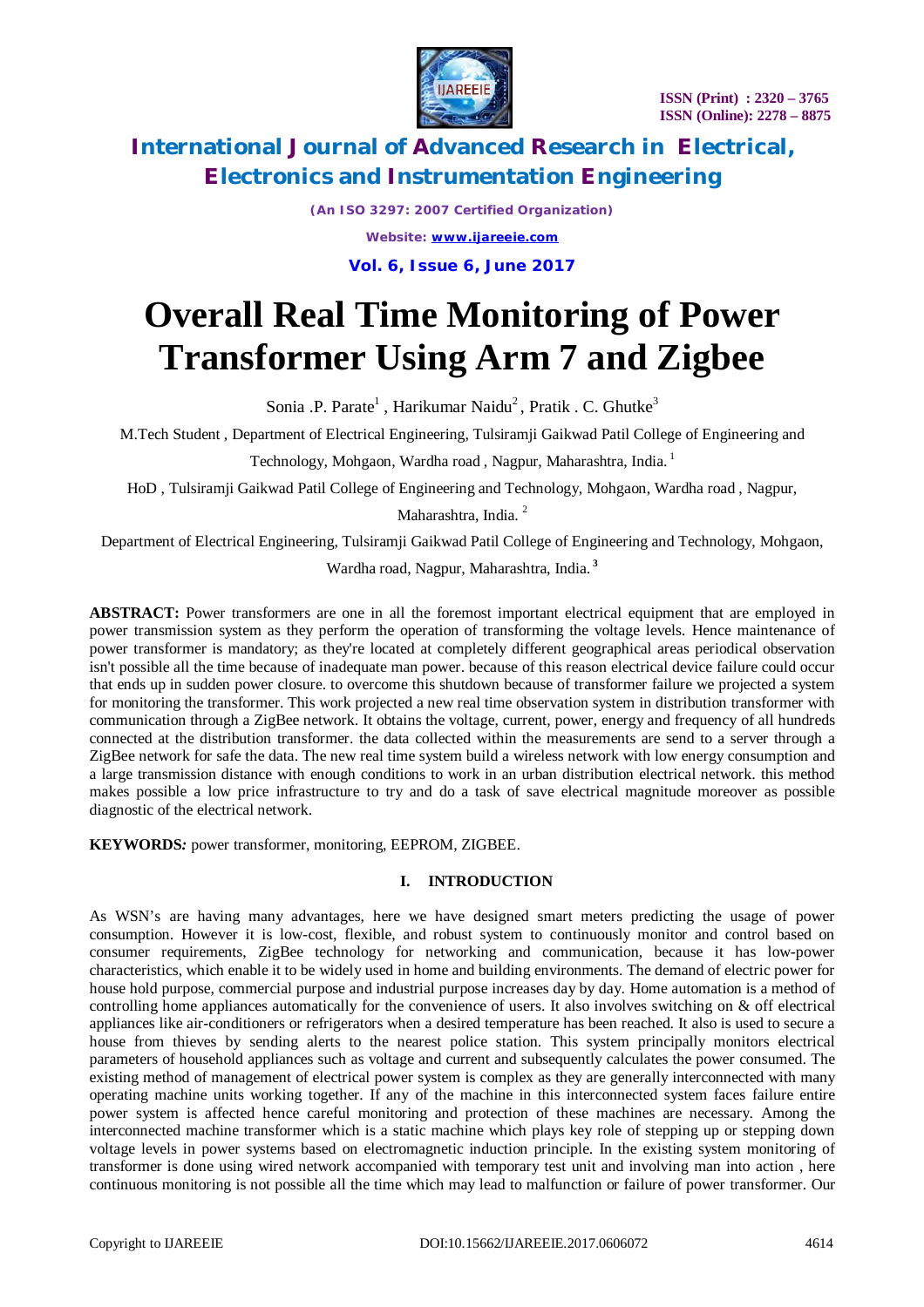# Overall Real Time Monitoring of Power Transformer Using Arm 7 and Zigbee

Sonia .P. Parate[1] , Harikumar Naidu[2] , Pratik . C. Ghutke[3]

M.Tech Student , Department of Electrical Engineering, Tulsiramji Gaikwad Patil College of Engineering and Technology, Mohgaon, Wardha road , Nagpur, Maharashtra, India. [1]

HoD , Tulsiramji Gaikwad Patil College of Engineering and Technology, Mohgaon, Wardha road , Nagpur, Maharashtra, India. [2]

Department of Electrical Engineering, Tulsiramji Gaikwad Patil College of Engineering and Technology, Mohgaon, Wardha road, Nagpur, Maharashtra, India. [3]

**ABSTRACT:** Power transformers are one in all the foremost important electrical equipment that are employed in power transmission system as they perform the operation of transforming the voltage levels. Hence maintenance of power transformer is mandatory; as they're located at completely different geographical areas periodical observation isn't possible all the time because of inadequate man power. because of this reason electrical device failure could occur that ends up in sudden power closure. to overcome this shutdown because of transformer failure we projected a system for monitoring the transformer. This work projected a new real time observation system in distribution transformer with communication through a ZigBee network. It obtains the voltage, current, power, energy and frequency of all hundreds connected at the distribution transformer. the data collected within the measurements are send to a server through a ZigBee network for safe the data. The new real time system build a wireless network with low energy consumption and a large transmission distance with enough conditions to work in an urban distribution electrical network. this method makes possible a low price infrastructure to try and do a task of save electrical magnitude moreover as possible diagnostic of the electrical network.

**KEYWORDS:** power transformer, monitoring, EEPROM, ZIGBEE.

## I. INTRODUCTION

As WSN's are having many advantages, here we have designed smart meters predicting the usage of power consumption. However it is low-cost, flexible, and robust system to continuously monitor and control based on consumer requirements, ZigBee technology for networking and communication, because it has low-power characteristics, which enable it to be widely used in home and building environments. The demand of electric power for house hold purpose, commercial purpose and industrial purpose increases day by day. Home automation is a method of controlling home appliances automatically for the convenience of users. It also involves switching on & off electrical appliances like air-conditioners or refrigerators when a desired temperature has been reached. It also is used to secure a house from thieves by sending alerts to the nearest police station. This system principally monitors electrical parameters of household appliances such as voltage and current and subsequently calculates the power consumed. The existing method of management of electrical power system is complex as they are generally interconnected with many operating machine units working together. If any of the machine in this interconnected system faces failure entire power system is affected hence careful monitoring and protection of these machines are necessary. Among the interconnected machine transformer which is a static machine which plays key role of stepping up or stepping down voltage levels in power systems based on electromagnetic induction principle. In the existing system monitoring of transformer is done using wired network accompanied with temporary test unit and involving man into action , here continuous monitoring is not possible all the time which may lead to malfunction or failure of power transformer. Our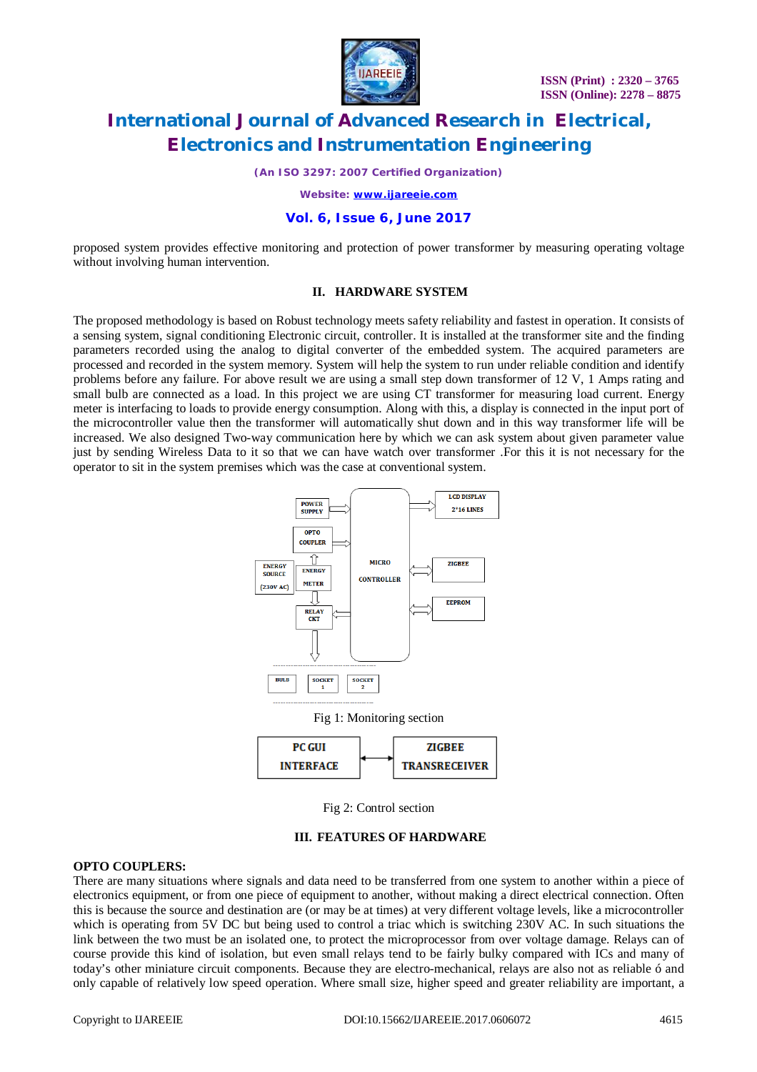proposed system provides effective monitoring and protection of power transformer by measuring operating voltage without involving human intervention.

## II. HARDWARE SYSTEM

The proposed methodology is based on Robust technology meets safety reliability and fastest in operation. It consists of a sensing system, signal conditioning Electronic circuit, controller. It is installed at the transformer site and the finding parameters recorded using the analog to digital converter of the embedded system. The acquired parameters are processed and recorded in the system memory. System will help the system to run under reliable condition and identify problems before any failure. For above result we are using a small step down transformer of 12 V, 1 Amps rating and small bulb are connected as a load. In this project we are using CT transformer for measuring load current. Energy meter is interfacing to loads to provide energy consumption. Along with this, a display is connected in the input port of the microcontroller value then the transformer will automatically shut down and in this way transformer life will be increased. We also designed Two-way communication here by which we can ask system about given parameter value just by sending Wireless Data to it so that we can have watch over transformer .For this it is not necessary for the operator to sit in the system premises which was the case at conventional system.

Fig 1: Monitoring section

Fig 2: Control section

## III. FEATURES OF HARDWARE

**OPTO COUPLERS:**

There are many situations where signals and data need to be transferred from one system to another within a piece of electronics equipment, or from one piece of equipment to another, without making a direct electrical connection. Often this is because the source and destination are (or may be at times) at very different voltage levels, like a microcontroller which is operating from 5V DC but being used to control a triac which is switching 230V AC. In such situations the link between the two must be an isolated one, to protect the microprocessor from over voltage damage. Relays can of course provide this kind of isolation, but even small relays tend to be fairly bulky compared with ICs and many of today's other miniature circuit components. Because they are electro-mechanical, relays are also not as reliable ó and only capable of relatively low speed operation. Where small size, higher speed and greater reliability are important, a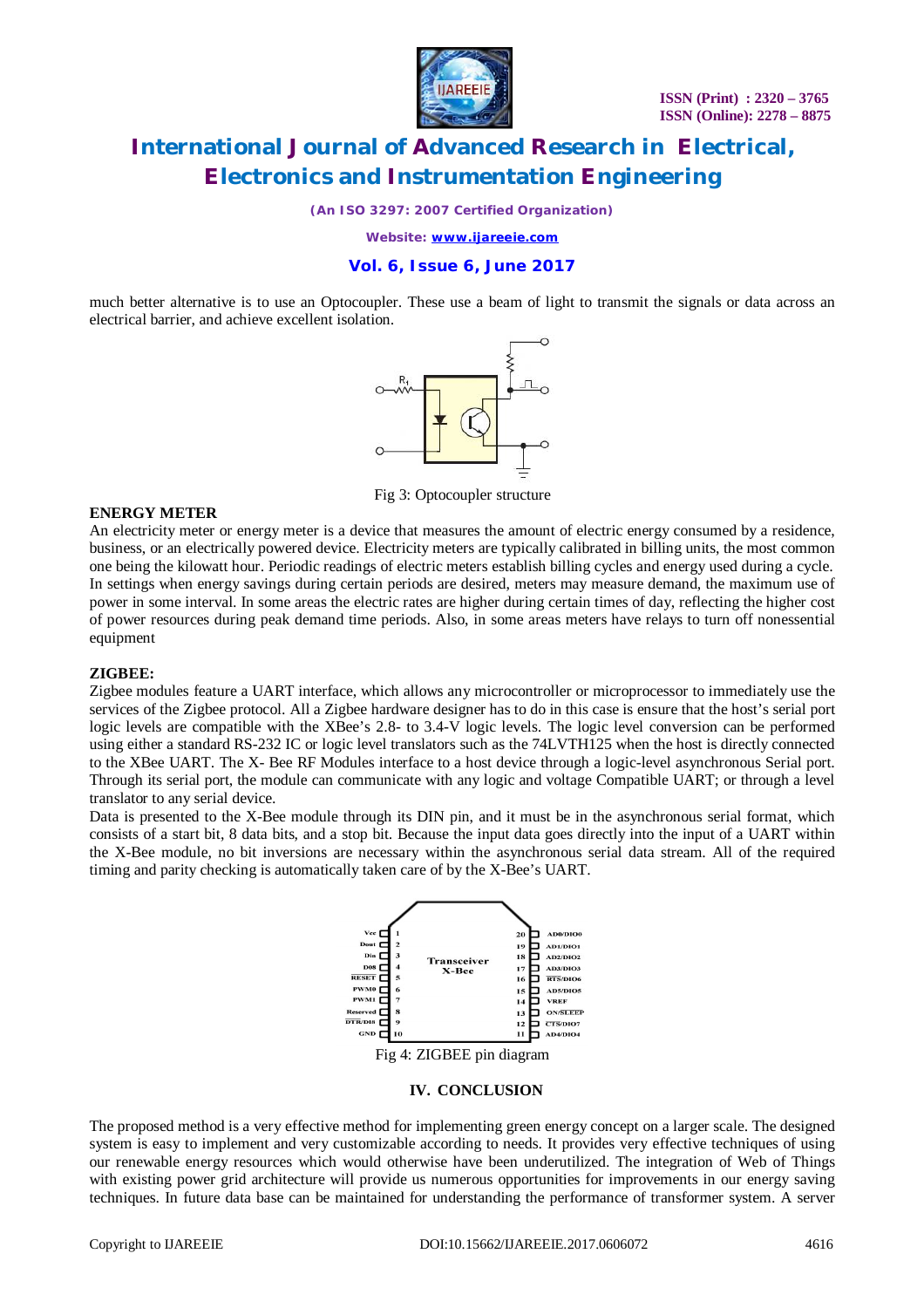much better alternative is to use an Optocoupler. These use a beam of light to transmit the signals or data across an electrical barrier, and achieve excellent isolation.

Fig 3: Optocoupler structure

**ENERGY METER**

An electricity meter or energy meter is a device that measures the amount of electric energy consumed by a residence, business, or an electrically powered device. Electricity meters are typically calibrated in billing units, the most common one being the kilowatt hour. Periodic readings of electric meters establish billing cycles and energy used during a cycle. In settings when energy savings during certain periods are desired, meters may measure demand, the maximum use of power in some interval. In some areas the electric rates are higher during certain times of day, reflecting the higher cost of power resources during peak demand time periods. Also, in some areas meters have relays to turn off nonessential equipment

**ZIGBEE:**

Zigbee modules feature a UART interface, which allows any microcontroller or microprocessor to immediately use the services of the Zigbee protocol. All a Zigbee hardware designer has to do in this case is ensure that the host's serial port logic levels are compatible with the XBee's 2.8- to 3.4-V logic levels. The logic level conversion can be performed using either a standard RS-232 IC or logic level translators such as the 74LVTH125 when the host is directly connected to the XBee UART. The X- Bee RF Modules interface to a host device through a logic-level asynchronous Serial port. Through its serial port, the module can communicate with any logic and voltage Compatible UART; or through a level translator to any serial device.

Data is presented to the X-Bee module through its DIN pin, and it must be in the asynchronous serial format, which consists of a start bit, 8 data bits, and a stop bit. Because the input data goes directly into the input of a UART within the X-Bee module, no bit inversions are necessary within the asynchronous serial data stream. All of the required timing and parity checking is automatically taken care of by the X-Bee's UART.

Fig 4: ZIGBEE pin diagram

## IV. CONCLUSION

The proposed method is a very effective method for implementing green energy concept on a larger scale. The designed system is easy to implement and very customizable according to needs. It provides very effective techniques of using our renewable energy resources which would otherwise have been underutilized. The integration of Web of Things with existing power grid architecture will provide us numerous opportunities for improvements in our energy saving techniques. In future data base can be maintained for understanding the performance of transformer system. A server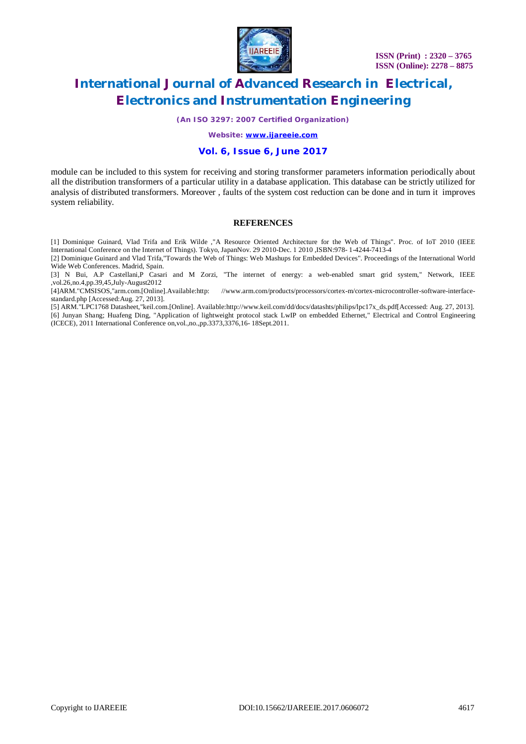module can be included to this system for receiving and storing transformer parameters information periodically about all the distribution transformers of a particular utility in a database application. This database can be strictly utilized for analysis of distributed transformers. Moreover , faults of the system cost reduction can be done and in turn it improves system reliability.

## REFERENCES

[1] Dominique Guinard, Vlad Trifa and Erik Wilde ,"A Resource Oriented Architecture for the Web of Things". Proc. of IoT 2010 (IEEE International Conference on the Internet of Things). Tokyo, JapanNov. 29 2010-Dec. 1 2010 ,ISBN:978- 1-4244-7413-4

[2] Dominique Guinard and Vlad Trifa,"Towards the Web of Things: Web Mashups for Embedded Devices". Proceedings of the International World Wide Web Conferences. Madrid, Spain.

[3] N Bui, A.P Castellani,P Casari and M Zorzi, "The internet of energy: a web-enabled smart grid system," Network, IEEE ,vol.26,no.4,pp.39,45,July-August2012

[4]ARM."CMSISOS,"arm.com.[Online].Available:http: //www.arm.com/products/processors/cortex-m/cortex-microcontroller-software-interface-standard.php [Accessed:Aug. 27, 2013].

[5] ARM."LPC1768 Datasheet,"keil.com.[Online]. Available:http://www.keil.com/dd/docs/datashts/philips/lpc17x_ds.pdf[Accessed: Aug. 27, 2013].

[6] Junyan Shang; Huafeng Ding, "Application of lightweight protocol stack LwIP on embedded Ethernet," Electrical and Control Engineering (ICECE), 2011 International Conference on,vol.,no.,pp.3373,3376,16- 18Sept.2011.